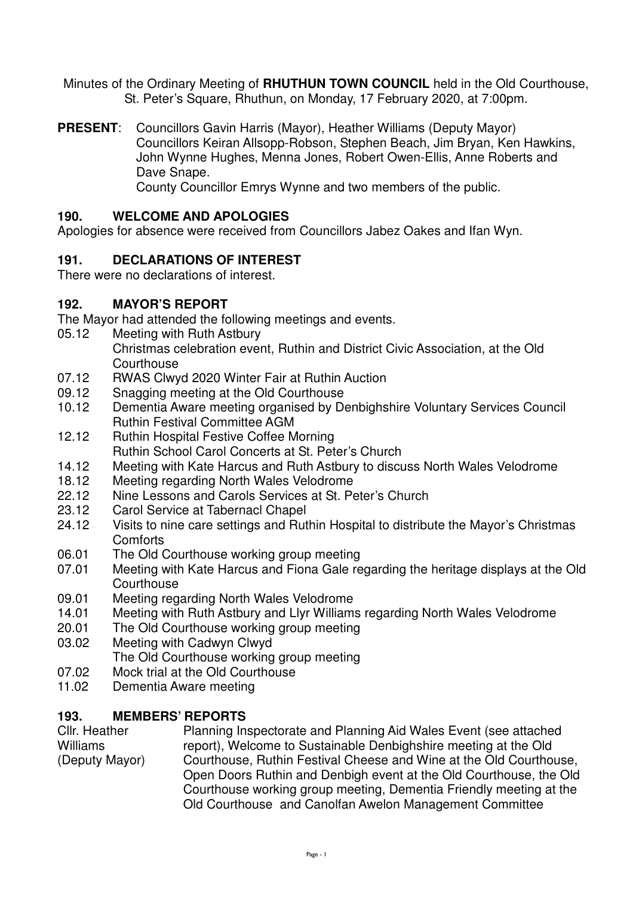Minutes of the Ordinary Meeting of **RHUTHUN TOWN COUNCIL** held in the Old Courthouse, St. Peter's Square, Rhuthun, on Monday, 17 February 2020, at 7:00pm.

**PRESENT**: Councillors Gavin Harris (Mayor), Heather Williams (Deputy Mayor) Councillors Keiran Allsopp-Robson, Stephen Beach, Jim Bryan, Ken Hawkins, John Wynne Hughes, Menna Jones, Robert Owen-Ellis, Anne Roberts and Dave Snape.
County Councillor Emrys Wynne and two members of the public.

## 190. WELCOME AND APOLOGIES

Apologies for absence were received from Councillors Jabez Oakes and Ifan Wyn.

## 191. DECLARATIONS OF INTEREST

There were no declarations of interest.

## 192. MAYOR'S REPORT

The Mayor had attended the following meetings and events.

| | |
|---|---|
| 05.12 | Meeting with Ruth Astbury<br>Christmas celebration event, Ruthin and District Civic Association, at the Old Courthouse |
| 07.12 | RWAS Clwyd 2020 Winter Fair at Ruthin Auction |
| 09.12 | Snagging meeting at the Old Courthouse |
| 10.12 | Dementia Aware meeting organised by Denbighshire Voluntary Services Council<br>Ruthin Festival Committee AGM |
| 12.12 | Ruthin Hospital Festive Coffee Morning<br>Ruthin School Carol Concerts at St. Peter's Church |
| 14.12 | Meeting with Kate Harcus and Ruth Astbury to discuss North Wales Velodrome |
| 18.12 | Meeting regarding North Wales Velodrome |
| 22.12 | Nine Lessons and Carols Services at St. Peter's Church |
| 23.12 | Carol Service at Tabernacl Chapel |
| 24.12 | Visits to nine care settings and Ruthin Hospital to distribute the Mayor's Christmas Comforts |
| 06.01 | The Old Courthouse working group meeting |
| 07.01 | Meeting with Kate Harcus and Fiona Gale regarding the heritage displays at the Old Courthouse |
| 09.01 | Meeting regarding North Wales Velodrome |
| 14.01 | Meeting with Ruth Astbury and Llyr Williams regarding North Wales Velodrome |
| 20.01 | The Old Courthouse working group meeting |
| 03.02 | Meeting with Cadwyn Clwyd<br>The Old Courthouse working group meeting |
| 07.02 | Mock trial at the Old Courthouse |
| 11.02 | Dementia Aware meeting |

## 193. MEMBERS' REPORTS

| | |
|---|---|
| Cllr. Heather Williams (Deputy Mayor) | Planning Inspectorate and Planning Aid Wales Event (see attached report), Welcome to Sustainable Denbighshire meeting at the Old Courthouse, Ruthin Festival Cheese and Wine at the Old Courthouse, Open Doors Ruthin and Denbigh event at the Old Courthouse, the Old Courthouse working group meeting, Dementia Friendly meeting at the Old Courthouse and Canolfan Awelon Management Committee |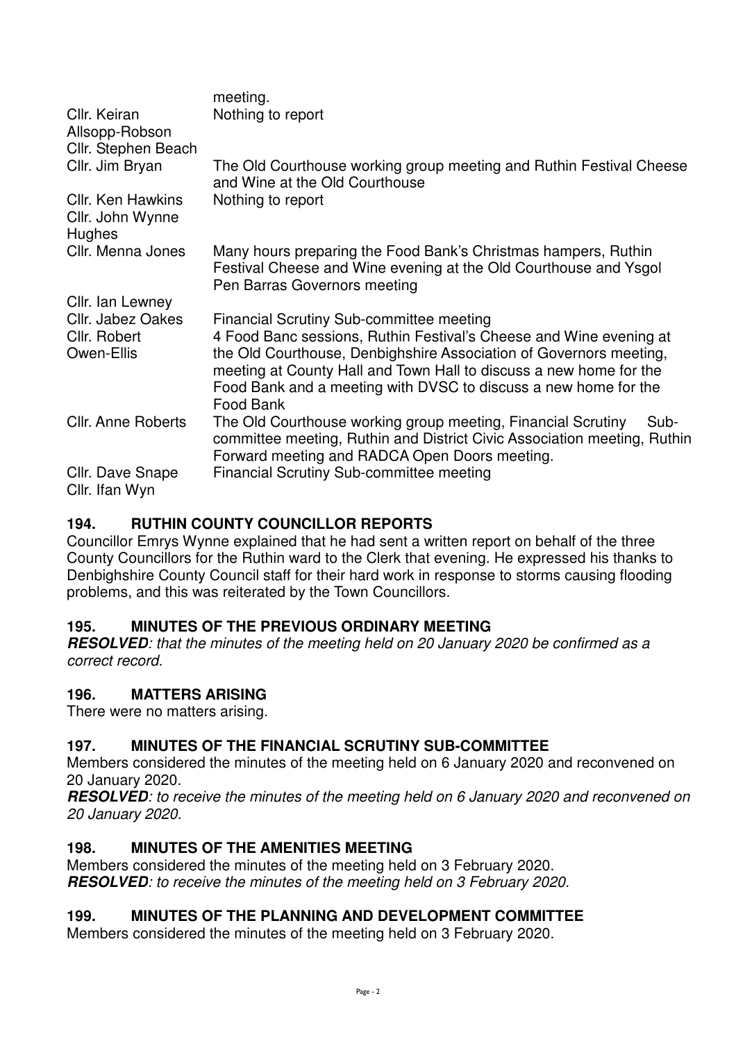| | |
|---|---|
| | meeting. |
| Cllr. Keiran Allsopp-Robson | Nothing to report |
| Cllr. Stephen Beach | |
| Cllr. Jim Bryan | The Old Courthouse working group meeting and Ruthin Festival Cheese and Wine at the Old Courthouse |
| Cllr. Ken Hawkins | Nothing to report |
| Cllr. John Wynne Hughes | |
| Cllr. Menna Jones | Many hours preparing the Food Bank's Christmas hampers, Ruthin Festival Cheese and Wine evening at the Old Courthouse and Ysgol Pen Barras Governors meeting |
| Cllr. Ian Lewney | |
| Cllr. Jabez Oakes | Financial Scrutiny Sub-committee meeting |
| Cllr. Robert Owen-Ellis | 4 Food Banc sessions, Ruthin Festival's Cheese and Wine evening at the Old Courthouse, Denbighshire Association of Governors meeting, meeting at County Hall and Town Hall to discuss a new home for the Food Bank and a meeting with DVSC to discuss a new home for the Food Bank |
| Cllr. Anne Roberts | The Old Courthouse working group meeting, Financial Scrutiny Sub-committee meeting, Ruthin and District Civic Association meeting, Ruthin Forward meeting and RADCA Open Doors meeting. |
| Cllr. Dave Snape | Financial Scrutiny Sub-committee meeting |
| Cllr. Ifan Wyn | |

### 194. RUTHIN COUNTY COUNCILLOR REPORTS

Councillor Emrys Wynne explained that he had sent a written report on behalf of the three County Councillors for the Ruthin ward to the Clerk that evening. He expressed his thanks to Denbighshire County Council staff for their hard work in response to storms causing flooding problems, and this was reiterated by the Town Councillors.

### 195. MINUTES OF THE PREVIOUS ORDINARY MEETING

***RESOLVED****: that the minutes of the meeting held on 20 January 2020 be confirmed as a correct record.*

### 196. MATTERS ARISING

There were no matters arising.

### 197. MINUTES OF THE FINANCIAL SCRUTINY SUB-COMMITTEE

Members considered the minutes of the meeting held on 6 January 2020 and reconvened on 20 January 2020.

***RESOLVED****: to receive the minutes of the meeting held on 6 January 2020 and reconvened on 20 January 2020.*

### 198. MINUTES OF THE AMENITIES MEETING

Members considered the minutes of the meeting held on 3 February 2020.

***RESOLVED****: to receive the minutes of the meeting held on 3 February 2020.*

### 199. MINUTES OF THE PLANNING AND DEVELOPMENT COMMITTEE

Members considered the minutes of the meeting held on 3 February 2020.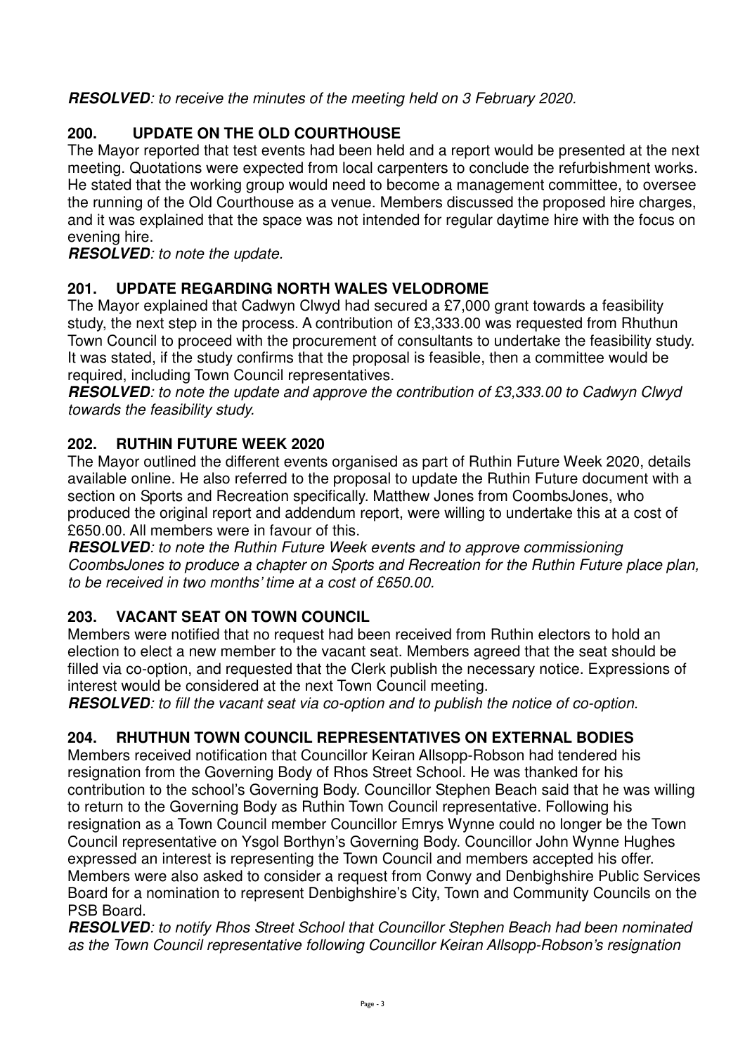***RESOLVED****: to receive the minutes of the meeting held on 3 February 2020.*

## 200. UPDATE ON THE OLD COURTHOUSE

The Mayor reported that test events had been held and a report would be presented at the next meeting. Quotations were expected from local carpenters to conclude the refurbishment works. He stated that the working group would need to become a management committee, to oversee the running of the Old Courthouse as a venue. Members discussed the proposed hire charges, and it was explained that the space was not intended for regular daytime hire with the focus on evening hire.

***RESOLVED****: to note the update.*

## 201. UPDATE REGARDING NORTH WALES VELODROME

The Mayor explained that Cadwyn Clwyd had secured a £7,000 grant towards a feasibility study, the next step in the process. A contribution of £3,333.00 was requested from Rhuthun Town Council to proceed with the procurement of consultants to undertake the feasibility study. It was stated, if the study confirms that the proposal is feasible, then a committee would be required, including Town Council representatives.

***RESOLVED****: to note the update and approve the contribution of £3,333.00 to Cadwyn Clwyd towards the feasibility study.*

## 202. RUTHIN FUTURE WEEK 2020

The Mayor outlined the different events organised as part of Ruthin Future Week 2020, details available online. He also referred to the proposal to update the Ruthin Future document with a section on Sports and Recreation specifically. Matthew Jones from CoombsJones, who produced the original report and addendum report, were willing to undertake this at a cost of £650.00. All members were in favour of this.

***RESOLVED****: to note the Ruthin Future Week events and to approve commissioning CoombsJones to produce a chapter on Sports and Recreation for the Ruthin Future place plan, to be received in two months' time at a cost of £650.00.*

## 203. VACANT SEAT ON TOWN COUNCIL

Members were notified that no request had been received from Ruthin electors to hold an election to elect a new member to the vacant seat. Members agreed that the seat should be filled via co-option, and requested that the Clerk publish the necessary notice. Expressions of interest would be considered at the next Town Council meeting.

***RESOLVED****: to fill the vacant seat via co-option and to publish the notice of co-option.*

## 204. RHUTHUN TOWN COUNCIL REPRESENTATIVES ON EXTERNAL BODIES

Members received notification that Councillor Keiran Allsopp-Robson had tendered his resignation from the Governing Body of Rhos Street School. He was thanked for his contribution to the school's Governing Body. Councillor Stephen Beach said that he was willing to return to the Governing Body as Ruthin Town Council representative. Following his resignation as a Town Council member Councillor Emrys Wynne could no longer be the Town Council representative on Ysgol Borthyn's Governing Body. Councillor John Wynne Hughes expressed an interest is representing the Town Council and members accepted his offer. Members were also asked to consider a request from Conwy and Denbighshire Public Services Board for a nomination to represent Denbighshire's City, Town and Community Councils on the PSB Board.

***RESOLVED****: to notify Rhos Street School that Councillor Stephen Beach had been nominated as the Town Council representative following Councillor Keiran Allsopp-Robson's resignation*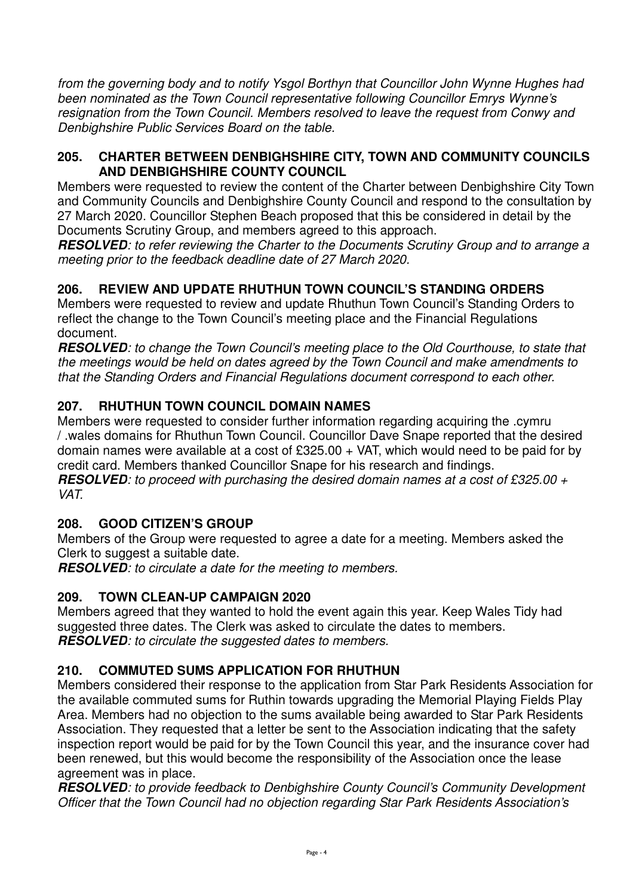*from the governing body and to notify Ysgol Borthyn that Councillor John Wynne Hughes had been nominated as the Town Council representative following Councillor Emrys Wynne's resignation from the Town Council. Members resolved to leave the request from Conwy and Denbighshire Public Services Board on the table.*

## 205. CHARTER BETWEEN DENBIGHSHIRE CITY, TOWN AND COMMUNITY COUNCILS AND DENBIGHSHIRE COUNTY COUNCIL

Members were requested to review the content of the Charter between Denbighshire City Town and Community Councils and Denbighshire County Council and respond to the consultation by 27 March 2020. Councillor Stephen Beach proposed that this be considered in detail by the Documents Scrutiny Group, and members agreed to this approach.

***RESOLVED****: to refer reviewing the Charter to the Documents Scrutiny Group and to arrange a meeting prior to the feedback deadline date of 27 March 2020.*

## 206. REVIEW AND UPDATE RHUTHUN TOWN COUNCIL'S STANDING ORDERS

Members were requested to review and update Rhuthun Town Council's Standing Orders to reflect the change to the Town Council's meeting place and the Financial Regulations document.

***RESOLVED****: to change the Town Council's meeting place to the Old Courthouse, to state that the meetings would be held on dates agreed by the Town Council and make amendments to that the Standing Orders and Financial Regulations document correspond to each other.*

## 207. RHUTHUN TOWN COUNCIL DOMAIN NAMES

Members were requested to consider further information regarding acquiring the .cymru / .wales domains for Rhuthun Town Council. Councillor Dave Snape reported that the desired domain names were available at a cost of £325.00 + VAT, which would need to be paid for by credit card. Members thanked Councillor Snape for his research and findings.

***RESOLVED****: to proceed with purchasing the desired domain names at a cost of £325.00 + VAT.*

## 208. GOOD CITIZEN'S GROUP

Members of the Group were requested to agree a date for a meeting. Members asked the Clerk to suggest a suitable date.

***RESOLVED****: to circulate a date for the meeting to members.*

## 209. TOWN CLEAN-UP CAMPAIGN 2020

Members agreed that they wanted to hold the event again this year. Keep Wales Tidy had suggested three dates. The Clerk was asked to circulate the dates to members.

***RESOLVED****: to circulate the suggested dates to members.*

## 210. COMMUTED SUMS APPLICATION FOR RHUTHUN

Members considered their response to the application from Star Park Residents Association for the available commuted sums for Ruthin towards upgrading the Memorial Playing Fields Play Area. Members had no objection to the sums available being awarded to Star Park Residents Association. They requested that a letter be sent to the Association indicating that the safety inspection report would be paid for by the Town Council this year, and the insurance cover had been renewed, but this would become the responsibility of the Association once the lease agreement was in place.

***RESOLVED****: to provide feedback to Denbighshire County Council's Community Development Officer that the Town Council had no objection regarding Star Park Residents Association's*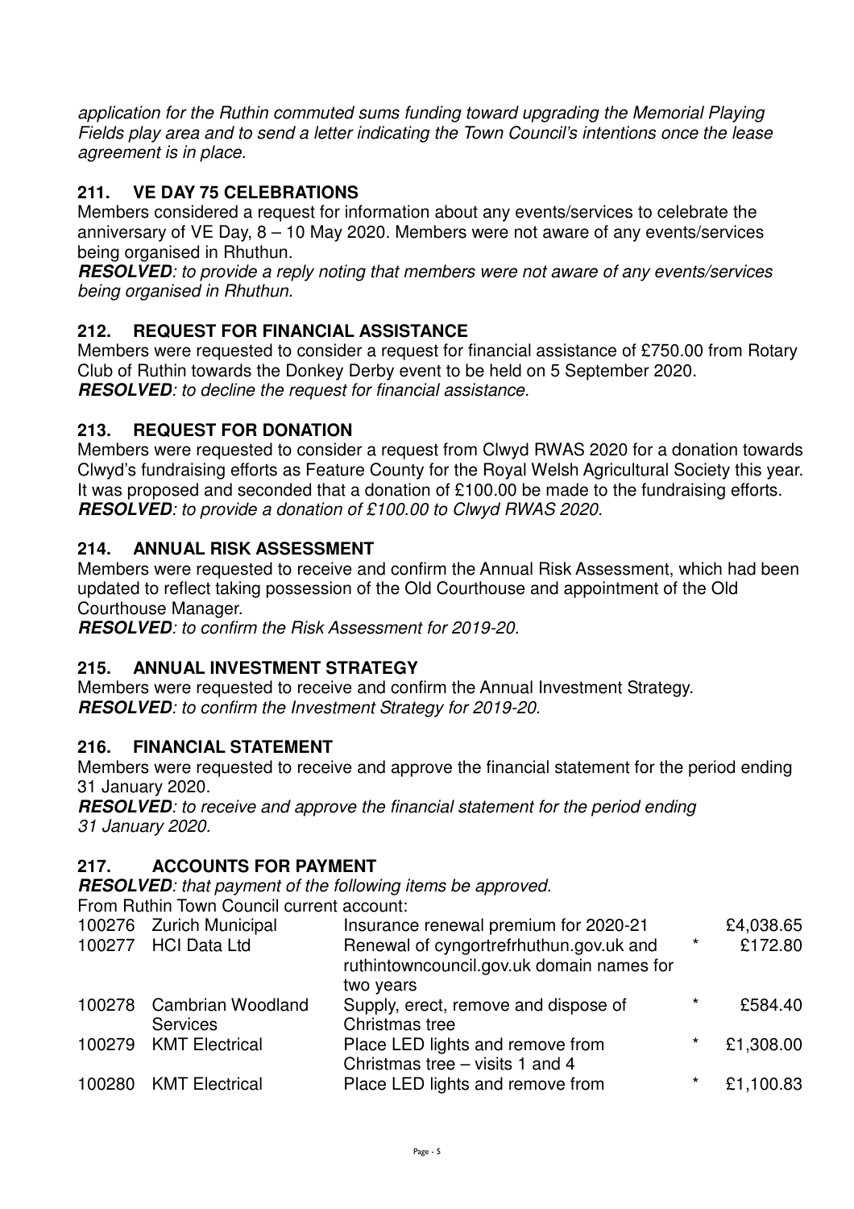*application for the Ruthin commuted sums funding toward upgrading the Memorial Playing Fields play area and to send a letter indicating the Town Council's intentions once the lease agreement is in place.*

## 211. VE DAY 75 CELEBRATIONS

Members considered a request for information about any events/services to celebrate the anniversary of VE Day, 8 – 10 May 2020. Members were not aware of any events/services being organised in Rhuthun.

***RESOLVED****: to provide a reply noting that members were not aware of any events/services being organised in Rhuthun.*

## 212. REQUEST FOR FINANCIAL ASSISTANCE

Members were requested to consider a request for financial assistance of £750.00 from Rotary Club of Ruthin towards the Donkey Derby event to be held on 5 September 2020.

***RESOLVED****: to decline the request for financial assistance.*

## 213. REQUEST FOR DONATION

Members were requested to consider a request from Clwyd RWAS 2020 for a donation towards Clwyd's fundraising efforts as Feature County for the Royal Welsh Agricultural Society this year. It was proposed and seconded that a donation of £100.00 be made to the fundraising efforts.

***RESOLVED****: to provide a donation of £100.00 to Clwyd RWAS 2020.*

## 214. ANNUAL RISK ASSESSMENT

Members were requested to receive and confirm the Annual Risk Assessment, which had been updated to reflect taking possession of the Old Courthouse and appointment of the Old Courthouse Manager.

***RESOLVED****: to confirm the Risk Assessment for 2019-20.*

## 215. ANNUAL INVESTMENT STRATEGY

Members were requested to receive and confirm the Annual Investment Strategy.

***RESOLVED****: to confirm the Investment Strategy for 2019-20.*

## 216. FINANCIAL STATEMENT

Members were requested to receive and approve the financial statement for the period ending 31 January 2020.

***RESOLVED****: to receive and approve the financial statement for the period ending 31 January 2020.*

## 217. ACCOUNTS FOR PAYMENT

***RESOLVED****: that payment of the following items be approved.*

From Ruthin Town Council current account:

| | | | | |
|---|---|---|---|---|
| 100276 | Zurich Municipal | Insurance renewal premium for 2020-21 | | £4,038.65 |
| 100277 | HCI Data Ltd | Renewal of cyngortrefrhuthun.gov.uk and ruthintowncouncil.gov.uk domain names for two years | * | £172.80 |
| 100278 | Cambrian Woodland Services | Supply, erect, remove and dispose of Christmas tree | * | £584.40 |
| 100279 | KMT Electrical | Place LED lights and remove from Christmas tree – visits 1 and 4 | * | £1,308.00 |
| 100280 | KMT Electrical | Place LED lights and remove from | * | £1,100.83 |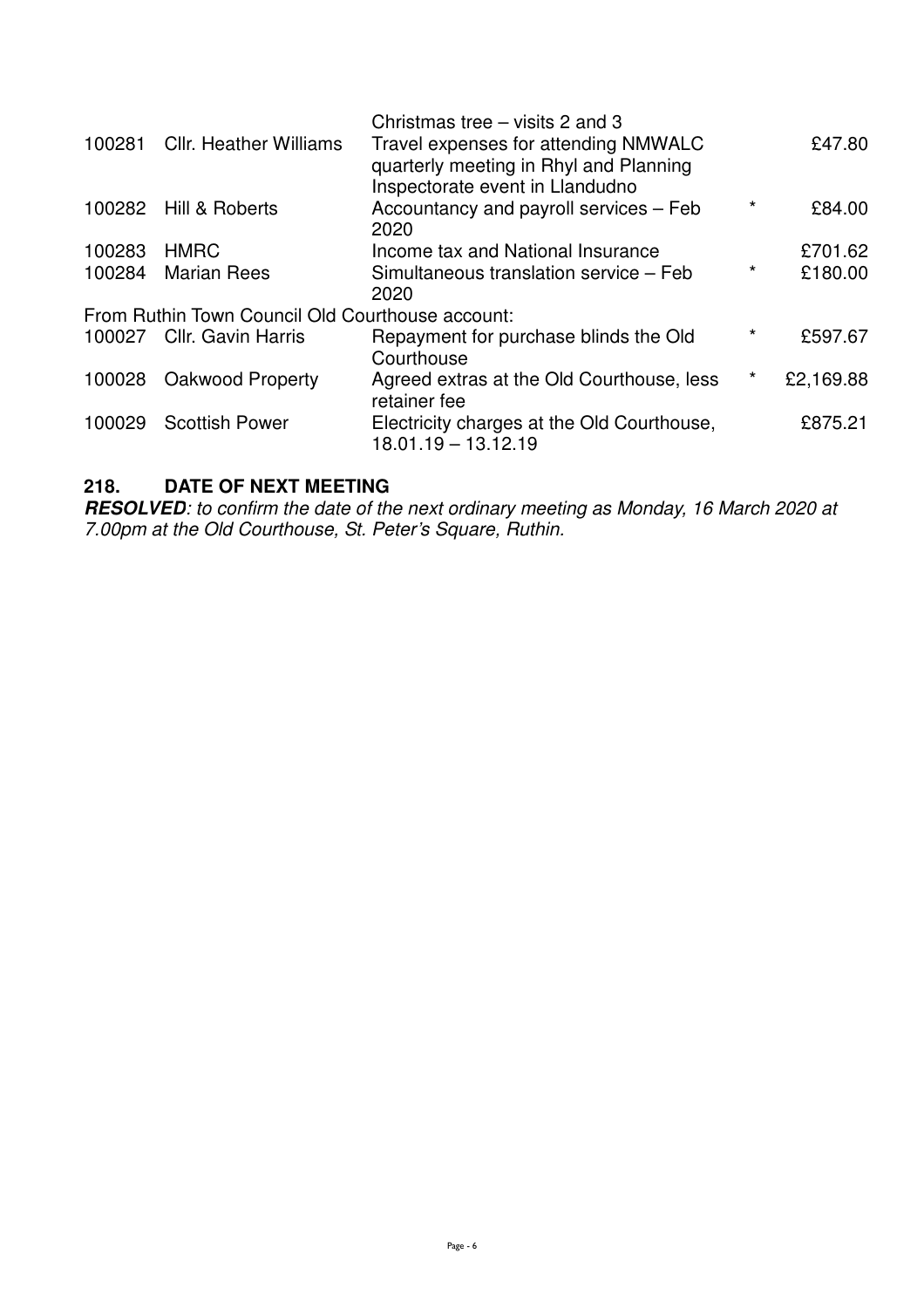| | | | | |
|---|---|---|---|---|
| | | Christmas tree – visits 2 and 3 | | |
| 100281 | Cllr. Heather Williams | Travel expenses for attending NMWALC quarterly meeting in Rhyl and Planning Inspectorate event in Llandudno | | £47.80 |
| 100282 | Hill & Roberts | Accountancy and payroll services – Feb 2020 | * | £84.00 |
| 100283 | HMRC | Income tax and National Insurance | | £701.62 |
| 100284 | Marian Rees | Simultaneous translation service – Feb 2020 | * | £180.00 |
| From Ruthin Town Council Old Courthouse account: | | | | |
| 100027 | Cllr. Gavin Harris | Repayment for purchase blinds the Old Courthouse | * | £597.67 |
| 100028 | Oakwood Property | Agreed extras at the Old Courthouse, less retainer fee | * | £2,169.88 |
| 100029 | Scottish Power | Electricity charges at the Old Courthouse, 18.01.19 – 13.12.19 | | £875.21 |

## 218. DATE OF NEXT MEETING

***RESOLVED****: to confirm the date of the next ordinary meeting as Monday, 16 March 2020 at 7.00pm at the Old Courthouse, St. Peter's Square, Ruthin.*